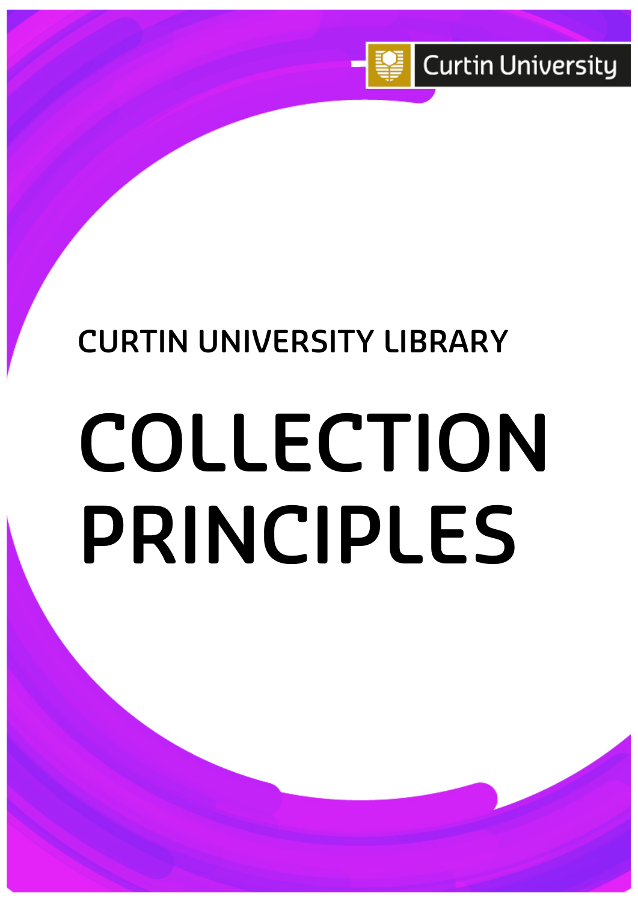Curtin University

CURTIN UNIVERSITY LIBRARY

# COLLECTION PRINCIPLES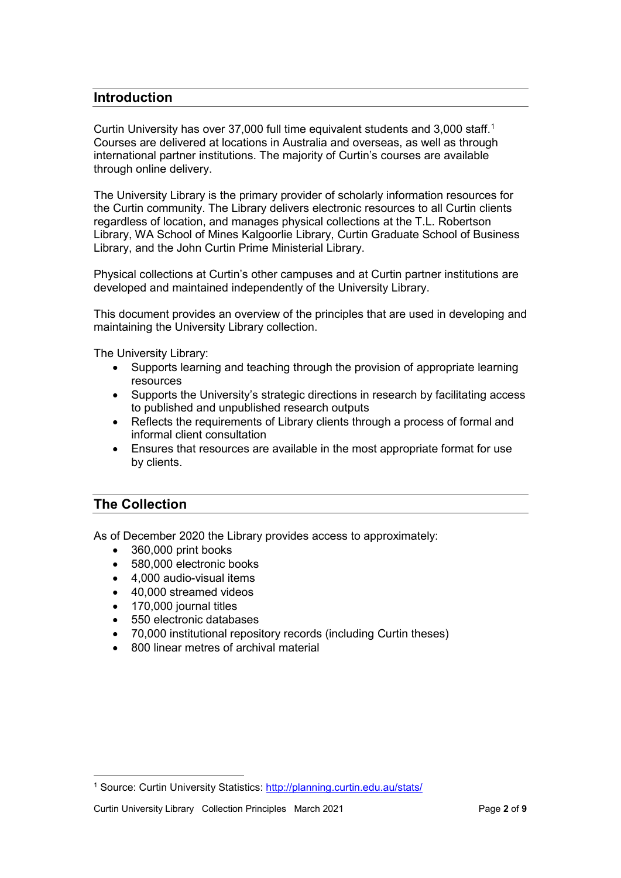## Introduction

Curtin University has over 37,000 full time equivalent students and 3,000 staff.[1] Courses are delivered at locations in Australia and overseas, as well as through international partner institutions. The majority of Curtin's courses are available through online delivery.

The University Library is the primary provider of scholarly information resources for the Curtin community. The Library delivers electronic resources to all Curtin clients regardless of location, and manages physical collections at the T.L. Robertson Library, WA School of Mines Kalgoorlie Library, Curtin Graduate School of Business Library, and the John Curtin Prime Ministerial Library.

Physical collections at Curtin's other campuses and at Curtin partner institutions are developed and maintained independently of the University Library.

This document provides an overview of the principles that are used in developing and maintaining the University Library collection.

The University Library:

- Supports learning and teaching through the provision of appropriate learning resources
- Supports the University's strategic directions in research by facilitating access to published and unpublished research outputs
- Reflects the requirements of Library clients through a process of formal and informal client consultation
- Ensures that resources are available in the most appropriate format for use by clients.

## The Collection

As of December 2020 the Library provides access to approximately:

- 360,000 print books
- 580,000 electronic books
- 4,000 audio-visual items
- 40,000 streamed videos
- 170,000 journal titles
- 550 electronic databases
- 70,000 institutional repository records (including Curtin theses)
- 800 linear metres of archival material

[1] Source: Curtin University Statistics: http://planning.curtin.edu.au/stats/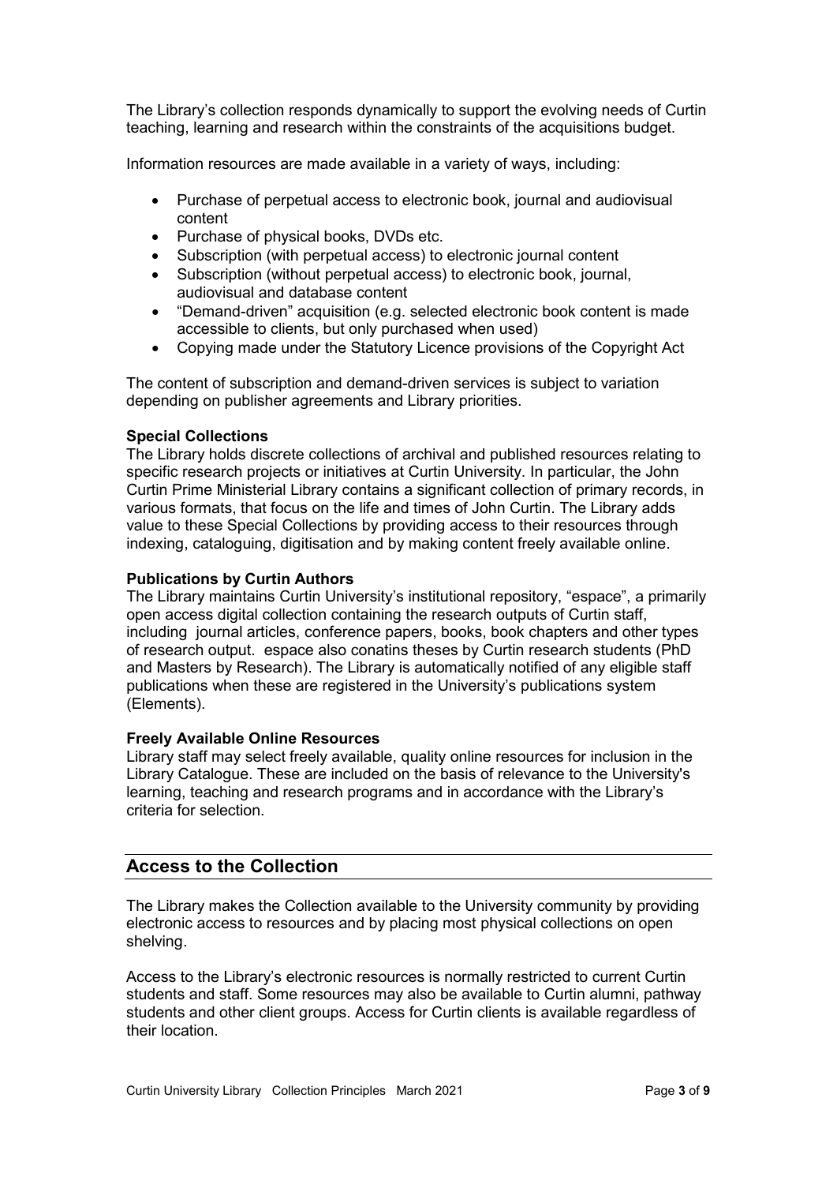The Library's collection responds dynamically to support the evolving needs of Curtin teaching, learning and research within the constraints of the acquisitions budget.

Information resources are made available in a variety of ways, including:

- Purchase of perpetual access to electronic book, journal and audiovisual content
- Purchase of physical books, DVDs etc.
- Subscription (with perpetual access) to electronic journal content
- Subscription (without perpetual access) to electronic book, journal, audiovisual and database content
- "Demand-driven" acquisition (e.g. selected electronic book content is made accessible to clients, but only purchased when used)
- Copying made under the Statutory Licence provisions of the Copyright Act

The content of subscription and demand-driven services is subject to variation depending on publisher agreements and Library priorities.

**Special Collections**
The Library holds discrete collections of archival and published resources relating to specific research projects or initiatives at Curtin University. In particular, the John Curtin Prime Ministerial Library contains a significant collection of primary records, in various formats, that focus on the life and times of John Curtin. The Library adds value to these Special Collections by providing access to their resources through indexing, cataloguing, digitisation and by making content freely available online.

**Publications by Curtin Authors**
The Library maintains Curtin University's institutional repository, "espace", a primarily open access digital collection containing the research outputs of Curtin staff, including journal articles, conference papers, books, book chapters and other types of research output. espace also conatins theses by Curtin research students (PhD and Masters by Research). The Library is automatically notified of any eligible staff publications when these are registered in the University's publications system (Elements).

**Freely Available Online Resources**
Library staff may select freely available, quality online resources for inclusion in the Library Catalogue. These are included on the basis of relevance to the University's learning, teaching and research programs and in accordance with the Library's criteria for selection.

## Access to the Collection

The Library makes the Collection available to the University community by providing electronic access to resources and by placing most physical collections on open shelving.

Access to the Library's electronic resources is normally restricted to current Curtin students and staff. Some resources may also be available to Curtin alumni, pathway students and other client groups. Access for Curtin clients is available regardless of their location.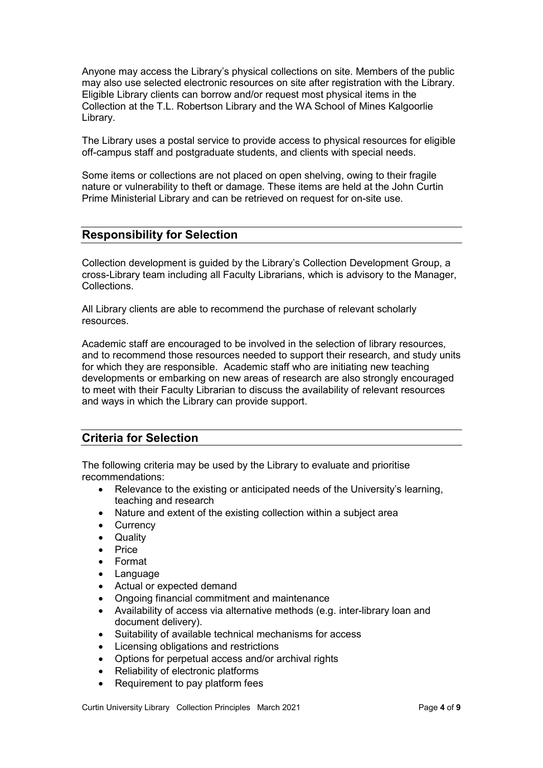Anyone may access the Library's physical collections on site. Members of the public may also use selected electronic resources on site after registration with the Library. Eligible Library clients can borrow and/or request most physical items in the Collection at the T.L. Robertson Library and the WA School of Mines Kalgoorlie Library.

The Library uses a postal service to provide access to physical resources for eligible off-campus staff and postgraduate students, and clients with special needs.

Some items or collections are not placed on open shelving, owing to their fragile nature or vulnerability to theft or damage. These items are held at the John Curtin Prime Ministerial Library and can be retrieved on request for on-site use.

## Responsibility for Selection

Collection development is guided by the Library's Collection Development Group, a cross-Library team including all Faculty Librarians, which is advisory to the Manager, Collections.

All Library clients are able to recommend the purchase of relevant scholarly resources.

Academic staff are encouraged to be involved in the selection of library resources, and to recommend those resources needed to support their research, and study units for which they are responsible. Academic staff who are initiating new teaching developments or embarking on new areas of research are also strongly encouraged to meet with their Faculty Librarian to discuss the availability of relevant resources and ways in which the Library can provide support.

## Criteria for Selection

The following criteria may be used by the Library to evaluate and prioritise recommendations:

- Relevance to the existing or anticipated needs of the University's learning, teaching and research
- Nature and extent of the existing collection within a subject area
- Currency
- Quality
- Price
- Format
- Language
- Actual or expected demand
- Ongoing financial commitment and maintenance
- Availability of access via alternative methods (e.g. inter-library loan and document delivery).
- Suitability of available technical mechanisms for access
- Licensing obligations and restrictions
- Options for perpetual access and/or archival rights
- Reliability of electronic platforms
- Requirement to pay platform fees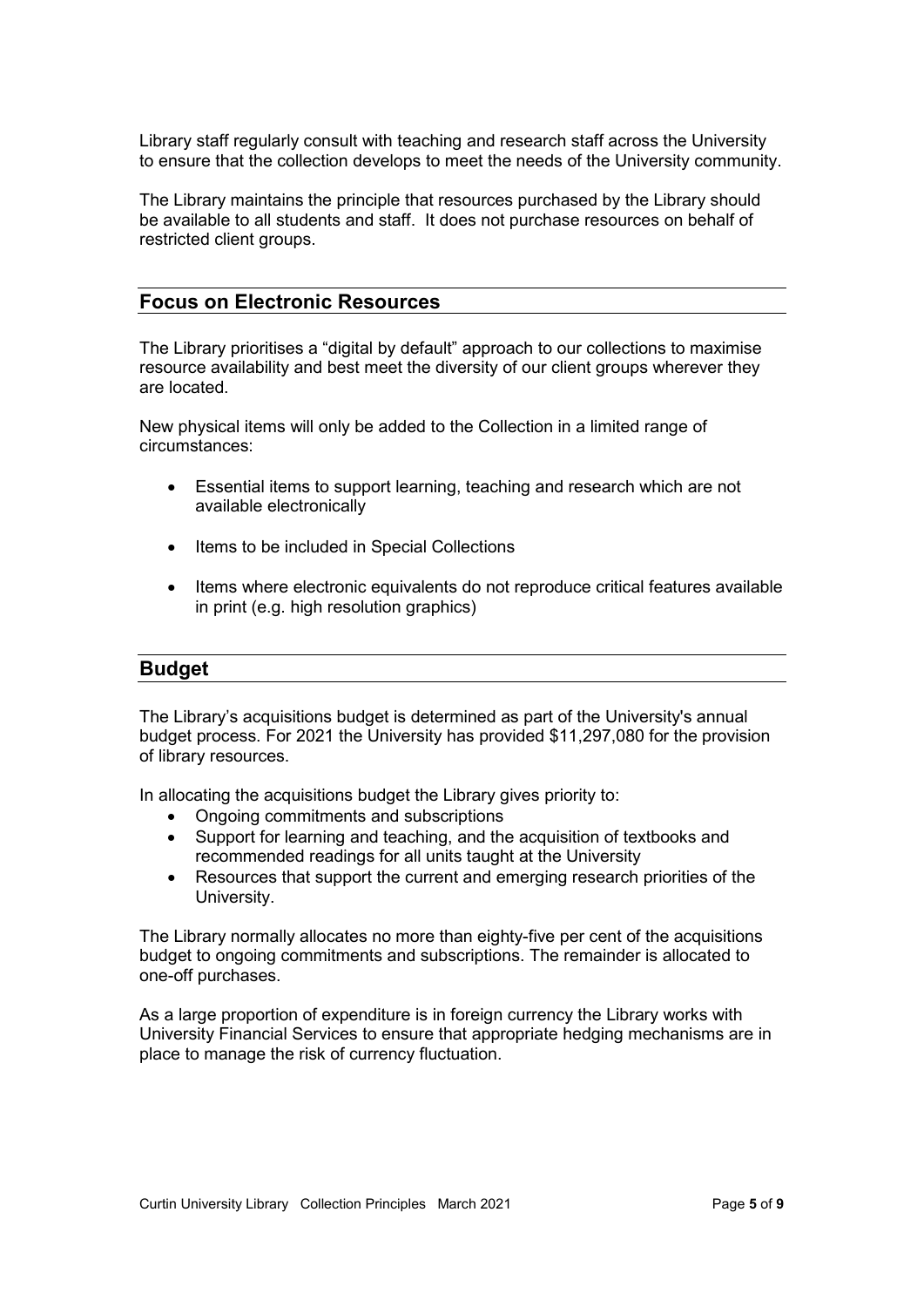Library staff regularly consult with teaching and research staff across the University to ensure that the collection develops to meet the needs of the University community.

The Library maintains the principle that resources purchased by the Library should be available to all students and staff. It does not purchase resources on behalf of restricted client groups.

## Focus on Electronic Resources

The Library prioritises a "digital by default" approach to our collections to maximise resource availability and best meet the diversity of our client groups wherever they are located.

New physical items will only be added to the Collection in a limited range of circumstances:

- Essential items to support learning, teaching and research which are not available electronically
- Items to be included in Special Collections
- Items where electronic equivalents do not reproduce critical features available in print (e.g. high resolution graphics)

## Budget

The Library's acquisitions budget is determined as part of the University's annual budget process. For 2021 the University has provided $11,297,080 for the provision of library resources.

In allocating the acquisitions budget the Library gives priority to:

- Ongoing commitments and subscriptions
- Support for learning and teaching, and the acquisition of textbooks and recommended readings for all units taught at the University
- Resources that support the current and emerging research priorities of the University.

The Library normally allocates no more than eighty-five per cent of the acquisitions budget to ongoing commitments and subscriptions. The remainder is allocated to one-off purchases.

As a large proportion of expenditure is in foreign currency the Library works with University Financial Services to ensure that appropriate hedging mechanisms are in place to manage the risk of currency fluctuation.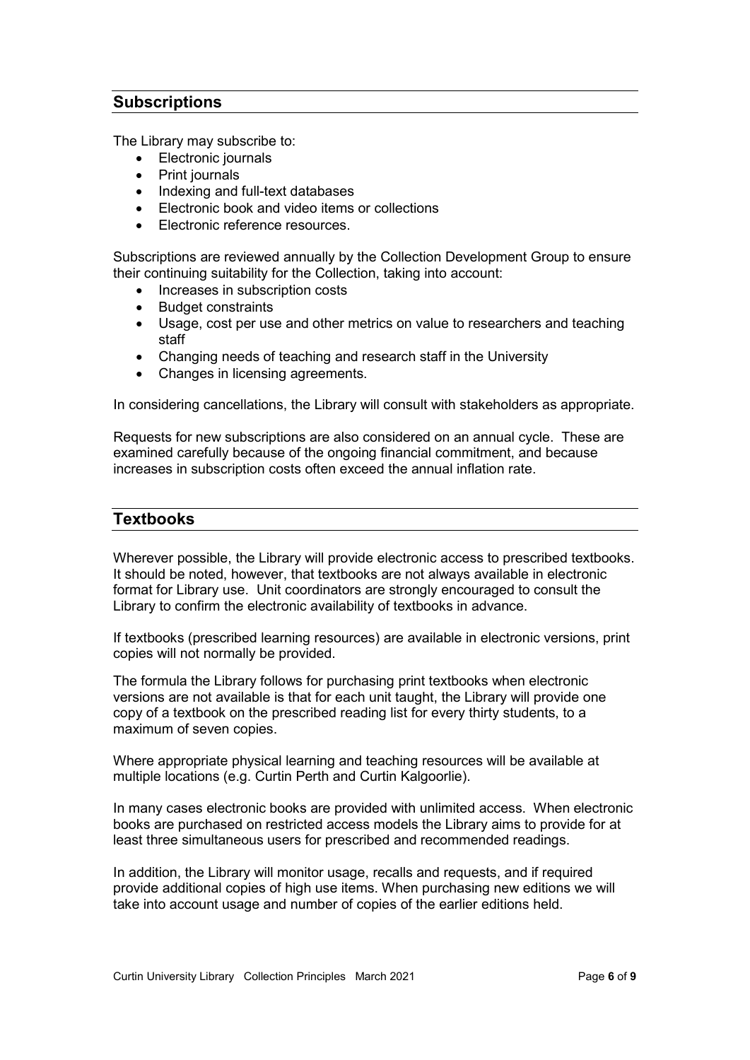## Subscriptions

The Library may subscribe to:

- Electronic journals
- Print journals
- Indexing and full-text databases
- Electronic book and video items or collections
- Electronic reference resources.

Subscriptions are reviewed annually by the Collection Development Group to ensure their continuing suitability for the Collection, taking into account:

- Increases in subscription costs
- Budget constraints
- Usage, cost per use and other metrics on value to researchers and teaching staff
- Changing needs of teaching and research staff in the University
- Changes in licensing agreements.

In considering cancellations, the Library will consult with stakeholders as appropriate.

Requests for new subscriptions are also considered on an annual cycle. These are examined carefully because of the ongoing financial commitment, and because increases in subscription costs often exceed the annual inflation rate.

## Textbooks

Wherever possible, the Library will provide electronic access to prescribed textbooks. It should be noted, however, that textbooks are not always available in electronic format for Library use. Unit coordinators are strongly encouraged to consult the Library to confirm the electronic availability of textbooks in advance.

If textbooks (prescribed learning resources) are available in electronic versions, print copies will not normally be provided.

The formula the Library follows for purchasing print textbooks when electronic versions are not available is that for each unit taught, the Library will provide one copy of a textbook on the prescribed reading list for every thirty students, to a maximum of seven copies.

Where appropriate physical learning and teaching resources will be available at multiple locations (e.g. Curtin Perth and Curtin Kalgoorlie).

In many cases electronic books are provided with unlimited access. When electronic books are purchased on restricted access models the Library aims to provide for at least three simultaneous users for prescribed and recommended readings.

In addition, the Library will monitor usage, recalls and requests, and if required provide additional copies of high use items. When purchasing new editions we will take into account usage and number of copies of the earlier editions held.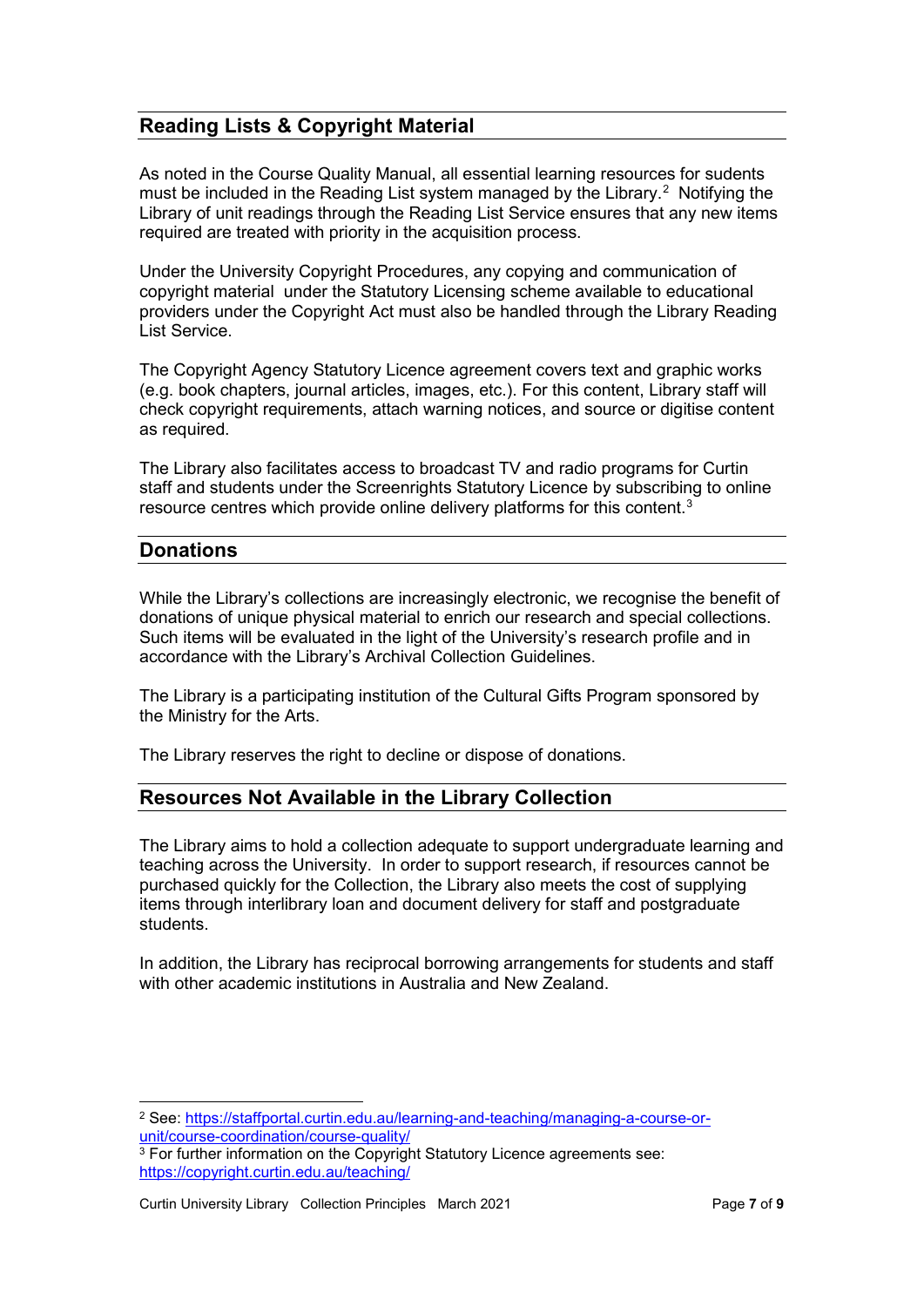## Reading Lists & Copyright Material

As noted in the Course Quality Manual, all essential learning resources for sudents must be included in the Reading List system managed by the Library.[2] Notifying the Library of unit readings through the Reading List Service ensures that any new items required are treated with priority in the acquisition process.

Under the University Copyright Procedures, any copying and communication of copyright material under the Statutory Licensing scheme available to educational providers under the Copyright Act must also be handled through the Library Reading List Service.

The Copyright Agency Statutory Licence agreement covers text and graphic works (e.g. book chapters, journal articles, images, etc.). For this content, Library staff will check copyright requirements, attach warning notices, and source or digitise content as required.

The Library also facilitates access to broadcast TV and radio programs for Curtin staff and students under the Screenrights Statutory Licence by subscribing to online resource centres which provide online delivery platforms for this content.[3]

## Donations

While the Library's collections are increasingly electronic, we recognise the benefit of donations of unique physical material to enrich our research and special collections. Such items will be evaluated in the light of the University's research profile and in accordance with the Library's Archival Collection Guidelines.

The Library is a participating institution of the Cultural Gifts Program sponsored by the Ministry for the Arts.

The Library reserves the right to decline or dispose of donations.

## Resources Not Available in the Library Collection

The Library aims to hold a collection adequate to support undergraduate learning and teaching across the University. In order to support research, if resources cannot be purchased quickly for the Collection, the Library also meets the cost of supplying items through interlibrary loan and document delivery for staff and postgraduate students.

In addition, the Library has reciprocal borrowing arrangements for students and staff with other academic institutions in Australia and New Zealand.

---

[2] See: https://staffportal.curtin.edu.au/learning-and-teaching/managing-a-course-or-unit/course-coordination/course-quality/

[3] For further information on the Copyright Statutory Licence agreements see: https://copyright.curtin.edu.au/teaching/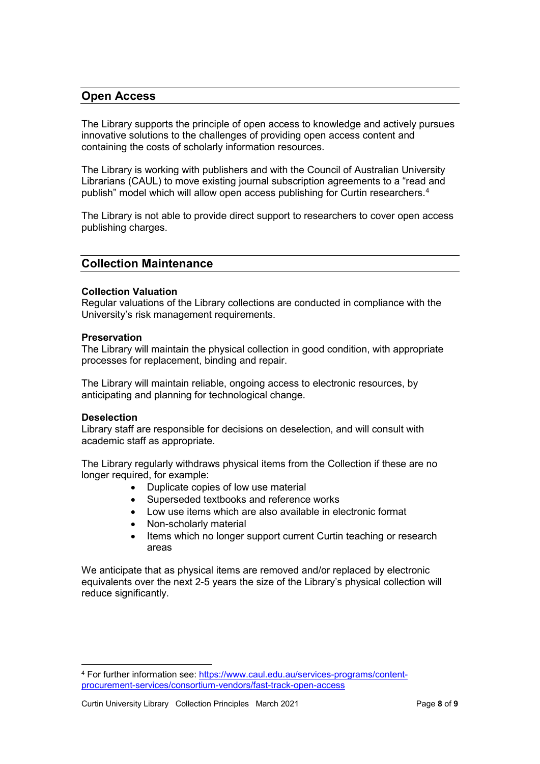## Open Access

The Library supports the principle of open access to knowledge and actively pursues innovative solutions to the challenges of providing open access content and containing the costs of scholarly information resources.

The Library is working with publishers and with the Council of Australian University Librarians (CAUL) to move existing journal subscription agreements to a "read and publish" model which will allow open access publishing for Curtin researchers.[4]

The Library is not able to provide direct support to researchers to cover open access publishing charges.

## Collection Maintenance

**Collection Valuation**
Regular valuations of the Library collections are conducted in compliance with the University's risk management requirements.

**Preservation**
The Library will maintain the physical collection in good condition, with appropriate processes for replacement, binding and repair.

The Library will maintain reliable, ongoing access to electronic resources, by anticipating and planning for technological change.

**Deselection**
Library staff are responsible for decisions on deselection, and will consult with academic staff as appropriate.

The Library regularly withdraws physical items from the Collection if these are no longer required, for example:

- Duplicate copies of low use material
- Superseded textbooks and reference works
- Low use items which are also available in electronic format
- Non-scholarly material
- Items which no longer support current Curtin teaching or research areas

We anticipate that as physical items are removed and/or replaced by electronic equivalents over the next 2-5 years the size of the Library's physical collection will reduce significantly.

---

[4] For further information see: https://www.caul.edu.au/services-programs/content-procurement-services/consortium-vendors/fast-track-open-access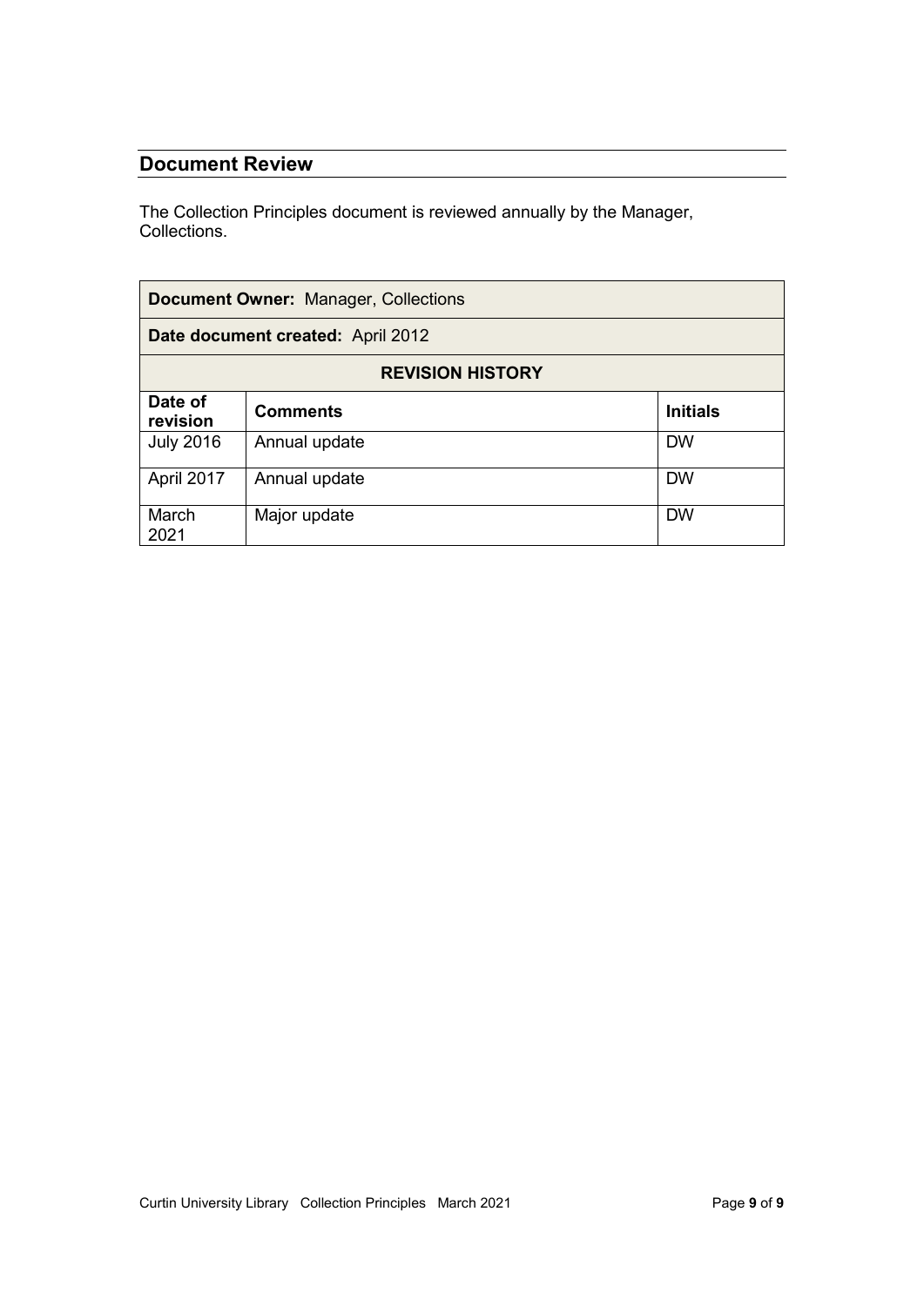## Document Review

The Collection Principles document is reviewed annually by the Manager, Collections.

| **Document Owner:** Manager, Collections | | |
|---|---|---|
| **Date document created:** April 2012 | | |
| **REVISION HISTORY** | | |
| **Date of revision** | **Comments** | **Initials** |
| July 2016 | Annual update | DW |
| April 2017 | Annual update | DW |
| March 2021 | Major update | DW |